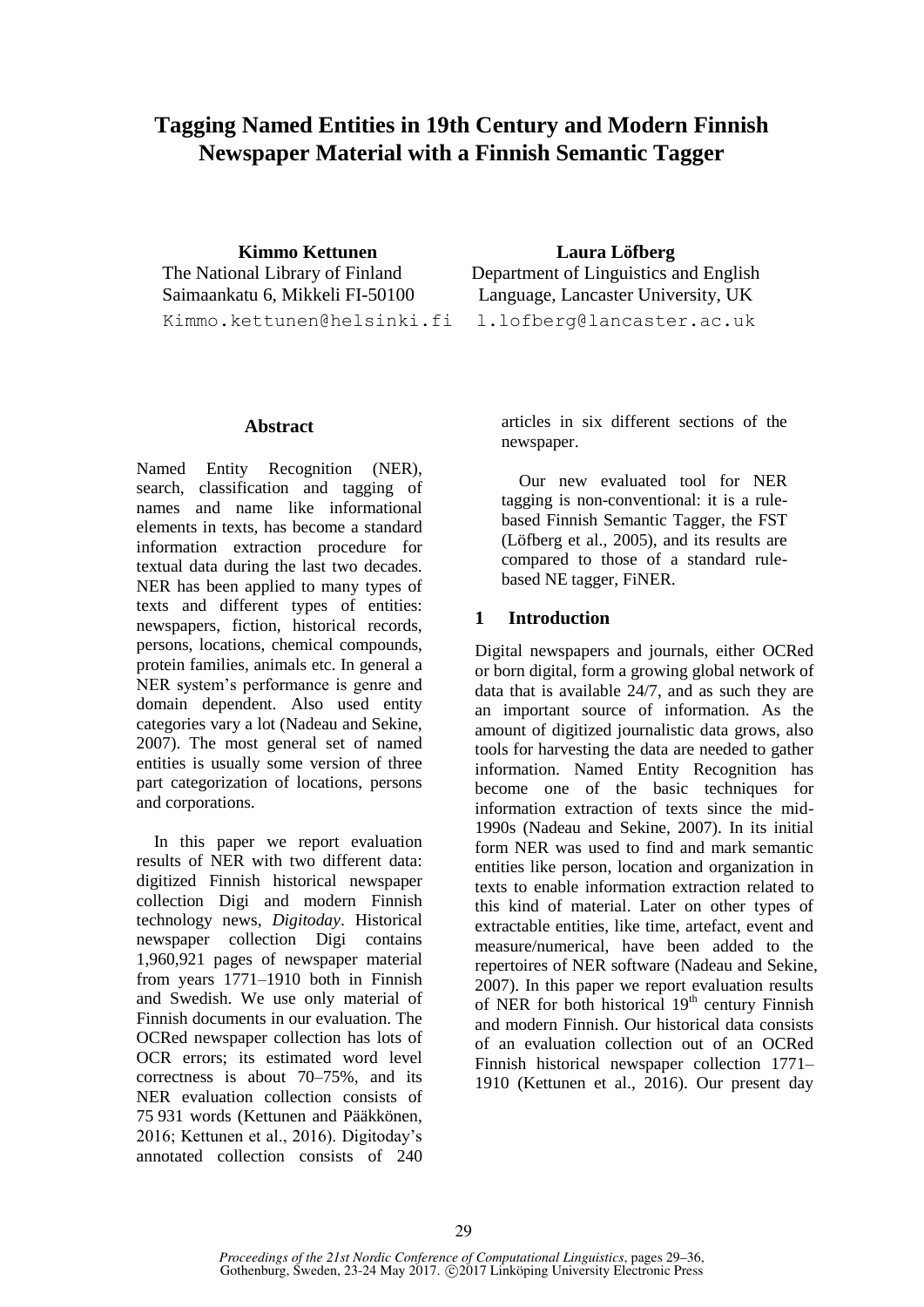# Tagging Named Entities in 19th Century and Modern Finnish Newspaper Material with a Finnish Semantic Tagger

**Kimmo Kettunen**
The National Library of Finland
Saimaankatu 6, Mikkeli FI-50100
Kimmo.kettunen@helsinki.fi

**Laura Löfberg**
Department of Linguistics and English Language, Lancaster University, UK
l.lofberg@lancaster.ac.uk

## Abstract

Named Entity Recognition (NER), search, classification and tagging of names and name like informational elements in texts, has become a standard information extraction procedure for textual data during the last two decades. NER has been applied to many types of texts and different types of entities: newspapers, fiction, historical records, persons, locations, chemical compounds, protein families, animals etc. In general a NER system's performance is genre and domain dependent. Also used entity categories vary a lot (Nadeau and Sekine, 2007). The most general set of named entities is usually some version of three part categorization of locations, persons and corporations.

In this paper we report evaluation results of NER with two different data: digitized Finnish historical newspaper collection Digi and modern Finnish technology news, *Digitoday*. Historical newspaper collection Digi contains 1,960,921 pages of newspaper material from years 1771–1910 both in Finnish and Swedish. We use only material of Finnish documents in our evaluation. The OCRed newspaper collection has lots of OCR errors; its estimated word level correctness is about 70–75%, and its NER evaluation collection consists of 75 931 words (Kettunen and Pääkkönen, 2016; Kettunen et al., 2016). Digitoday's annotated collection consists of 240 articles in six different sections of the newspaper.

Our new evaluated tool for NER tagging is non-conventional: it is a rule-based Finnish Semantic Tagger, the FST (Löfberg et al., 2005), and its results are compared to those of a standard rule-based NE tagger, FiNER.

## 1 Introduction

Digital newspapers and journals, either OCRed or born digital, form a growing global network of data that is available 24/7, and as such they are an important source of information. As the amount of digitized journalistic data grows, also tools for harvesting the data are needed to gather information. Named Entity Recognition has become one of the basic techniques for information extraction of texts since the mid-1990s (Nadeau and Sekine, 2007). In its initial form NER was used to find and mark semantic entities like person, location and organization in texts to enable information extraction related to this kind of material. Later on other types of extractable entities, like time, artefact, event and measure/numerical, have been added to the repertoires of NER software (Nadeau and Sekine, 2007). In this paper we report evaluation results of NER for both historical 19[th] century Finnish and modern Finnish. Our historical data consists of an evaluation collection out of an OCRed Finnish historical newspaper collection 1771–1910 (Kettunen et al., 2016). Our present day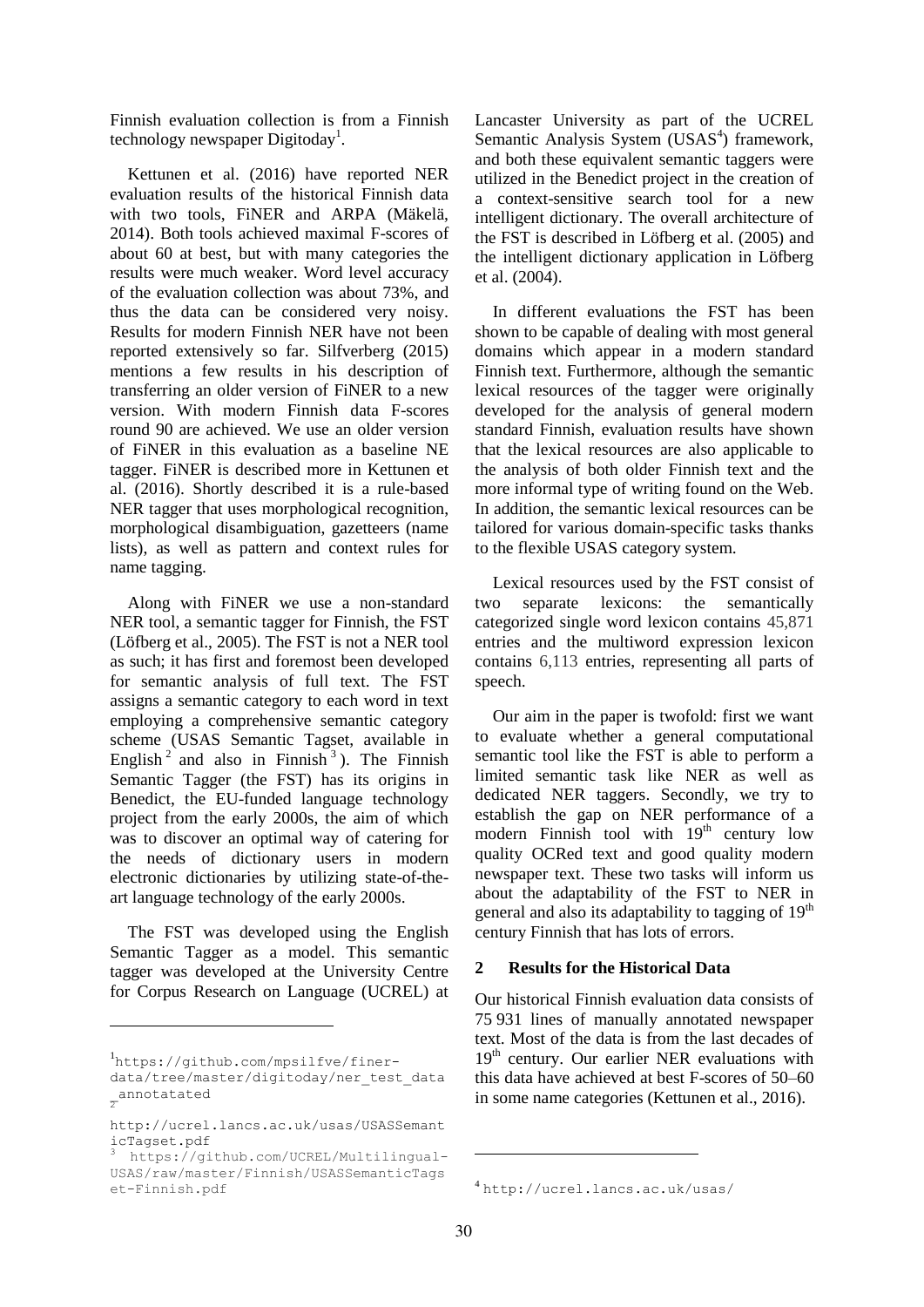Finnish evaluation collection is from a Finnish technology newspaper Digitoday[1].

Kettunen et al. (2016) have reported NER evaluation results of the historical Finnish data with two tools, FiNER and ARPA (Mäkelä, 2014). Both tools achieved maximal F-scores of about 60 at best, but with many categories the results were much weaker. Word level accuracy of the evaluation collection was about 73%, and thus the data can be considered very noisy. Results for modern Finnish NER have not been reported extensively so far. Silfverberg (2015) mentions a few results in his description of transferring an older version of FiNER to a new version. With modern Finnish data F-scores round 90 are achieved. We use an older version of FiNER in this evaluation as a baseline NE tagger. FiNER is described more in Kettunen et al. (2016). Shortly described it is a rule-based NER tagger that uses morphological recognition, morphological disambiguation, gazetteers (name lists), as well as pattern and context rules for name tagging.

Along with FiNER we use a non-standard NER tool, a semantic tagger for Finnish, the FST (Löfberg et al., 2005). The FST is not a NER tool as such; it has first and foremost been developed for semantic analysis of full text. The FST assigns a semantic category to each word in text employing a comprehensive semantic category scheme (USAS Semantic Tagset, available in English[2] and also in Finnish[3]). The Finnish Semantic Tagger (the FST) has its origins in Benedict, the EU-funded language technology project from the early 2000s, the aim of which was to discover an optimal way of catering for the needs of dictionary users in modern electronic dictionaries by utilizing state-of-the-art language technology of the early 2000s.

The FST was developed using the English Semantic Tagger as a model. This semantic tagger was developed at the University Centre for Corpus Research on Language (UCREL) at Lancaster University as part of the UCREL Semantic Analysis System (USAS[4]) framework, and both these equivalent semantic taggers were utilized in the Benedict project in the creation of a context-sensitive search tool for a new intelligent dictionary. The overall architecture of the FST is described in Löfberg et al. (2005) and the intelligent dictionary application in Löfberg et al. (2004).

In different evaluations the FST has been shown to be capable of dealing with most general domains which appear in a modern standard Finnish text. Furthermore, although the semantic lexical resources of the tagger were originally developed for the analysis of general modern standard Finnish, evaluation results have shown that the lexical resources are also applicable to the analysis of both older Finnish text and the more informal type of writing found on the Web. In addition, the semantic lexical resources can be tailored for various domain-specific tasks thanks to the flexible USAS category system.

Lexical resources used by the FST consist of two separate lexicons: the semantically categorized single word lexicon contains 45,871 entries and the multiword expression lexicon contains 6,113 entries, representing all parts of speech.

Our aim in the paper is twofold: first we want to evaluate whether a general computational semantic tool like the FST is able to perform a limited semantic task like NER as well as dedicated NER taggers. Secondly, we try to establish the gap on NER performance of a modern Finnish tool with 19th century low quality OCRed text and good quality modern newspaper text. These two tasks will inform us about the adaptability of the FST to NER in general and also its adaptability to tagging of 19th century Finnish that has lots of errors.

## 2 Results for the Historical Data

Our historical Finnish evaluation data consists of 75 931 lines of manually annotated newspaper text. Most of the data is from the last decades of 19th century. Our earlier NER evaluations with this data have achieved at best F-scores of 50–60 in some name categories (Kettunen et al., 2016).

---

[1] https://github.com/mpsilfve/finer-data/tree/master/digitoday/ner_test_data_annotatated

[2] http://ucrel.lancs.ac.uk/usas/USASSemanticTagset.pdf

[3] https://github.com/UCREL/Multilingual-USAS/raw/master/Finnish/USASSemanticTagset-Finnish.pdf

[4] http://ucrel.lancs.ac.uk/usas/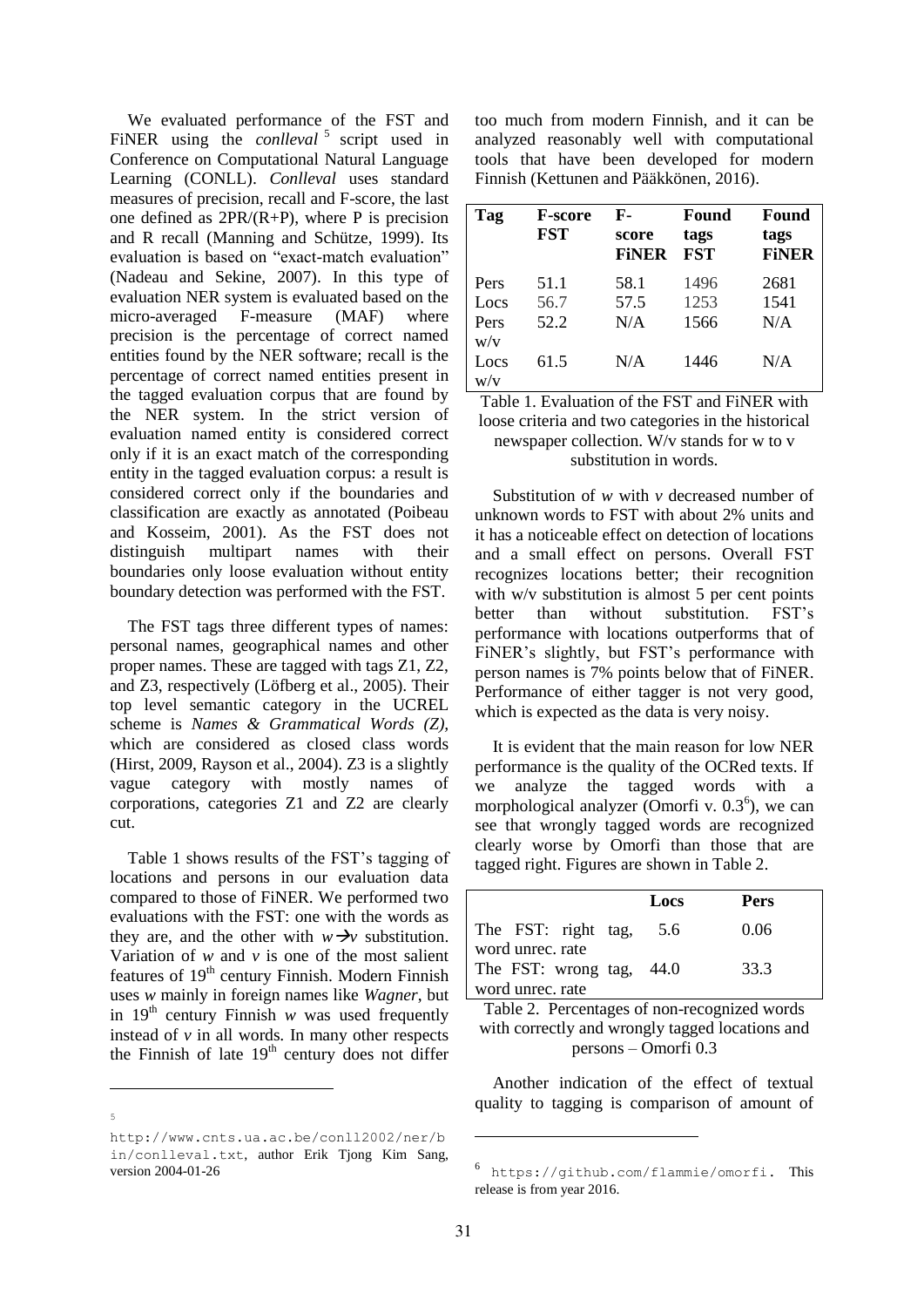We evaluated performance of the FST and FiNER using the *conlleval* [5] script used in Conference on Computational Natural Language Learning (CONLL). *Conlleval* uses standard measures of precision, recall and F-score, the last one defined as 2PR/(R+P), where P is precision and R recall (Manning and Schütze, 1999). Its evaluation is based on "exact-match evaluation" (Nadeau and Sekine, 2007). In this type of evaluation NER system is evaluated based on the micro-averaged F-measure (MAF) where precision is the percentage of correct named entities found by the NER software; recall is the percentage of correct named entities present in the tagged evaluation corpus that are found by the NER system. In the strict version of evaluation named entity is considered correct only if it is an exact match of the corresponding entity in the tagged evaluation corpus: a result is considered correct only if the boundaries and classification are exactly as annotated (Poibeau and Kosseim, 2001). As the FST does not distinguish multipart names with their boundaries only loose evaluation without entity boundary detection was performed with the FST.

The FST tags three different types of names: personal names, geographical names and other proper names. These are tagged with tags Z1, Z2, and Z3, respectively (Löfberg et al., 2005). Their top level semantic category in the UCREL scheme is *Names & Grammatical Words (Z)*, which are considered as closed class words (Hirst, 2009, Rayson et al., 2004). Z3 is a slightly vague category with mostly names of corporations, categories Z1 and Z2 are clearly cut.

Table 1 shows results of the FST's tagging of locations and persons in our evaluation data compared to those of FiNER. We performed two evaluations with the FST: one with the words as they are, and the other with *w*→*v* substitution. Variation of *w* and *v* is one of the most salient features of 19th century Finnish. Modern Finnish uses *w* mainly in foreign names like *Wagner*, but in 19th century Finnish *w* was used frequently instead of *v* in all words. In many other respects the Finnish of late 19th century does not differ too much from modern Finnish, and it can be analyzed reasonably well with computational tools that have been developed for modern Finnish (Kettunen and Pääkkönen, 2016).

| Tag | F-score FST | F-score FiNER | Found tags FST | Found tags FiNER |
|---|---|---|---|---|
| Pers | 51.1 | 58.1 | 1496 | 2681 |
| Locs | 56.7 | 57.5 | 1253 | 1541 |
| Pers w/v | 52.2 | N/A | 1566 | N/A |
| Locs w/v | 61.5 | N/A | 1446 | N/A |

Table 1. Evaluation of the FST and FiNER with loose criteria and two categories in the historical newspaper collection. W/v stands for w to v substitution in words.

Substitution of *w* with *v* decreased number of unknown words to FST with about 2% units and it has a noticeable effect on detection of locations and a small effect on persons. Overall FST recognizes locations better; their recognition with w/v substitution is almost 5 per cent points better than without substitution. FST's performance with locations outperforms that of FiNER's slightly, but FST's performance with person names is 7% points below that of FiNER. Performance of either tagger is not very good, which is expected as the data is very noisy.

It is evident that the main reason for low NER performance is the quality of the OCRed texts. If we analyze the tagged words with a morphological analyzer (Omorfi v. 0.3 [6]), we can see that wrongly tagged words are recognized clearly worse by Omorfi than those that are tagged right. Figures are shown in Table 2.

| | Locs | Pers |
|---|---|---|
| The FST: right tag, word unrec. rate | 5.6 | 0.06 |
| The FST: wrong tag, word unrec. rate | 44.0 | 33.3 |

Table 2. Percentages of non-recognized words with correctly and wrongly tagged locations and persons – Omorfi 0.3

Another indication of the effect of textual quality to tagging is comparison of amount of

[5] http://www.cnts.ua.ac.be/conll2002/ner/bin/conlleval.txt, author Erik Tjong Kim Sang, version 2004-01-26

[6] https://github.com/flammie/omorfi. This release is from year 2016.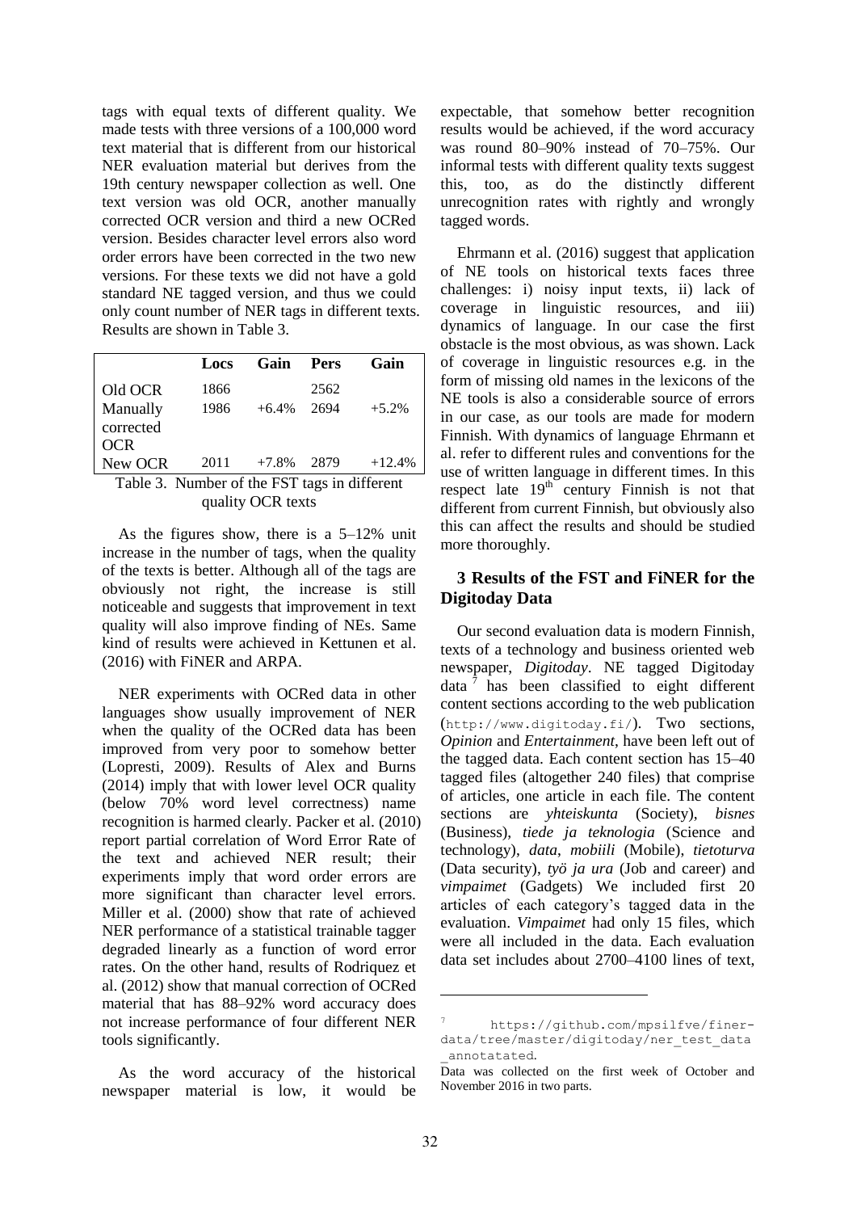tags with equal texts of different quality. We made tests with three versions of a 100,000 word text material that is different from our historical NER evaluation material but derives from the 19th century newspaper collection as well. One text version was old OCR, another manually corrected OCR version and third a new OCRed version. Besides character level errors also word order errors have been corrected in the two new versions. For these texts we did not have a gold standard NE tagged version, and thus we could only count number of NER tags in different texts. Results are shown in Table 3.

| | Locs | Gain | Pers | Gain |
|---|---|---|---|---|
| Old OCR | 1866 | | 2562 | |
| Manually corrected OCR | 1986 | +6.4% | 2694 | +5.2% |
| New OCR | 2011 | +7.8% | 2879 | +12.4% |

Table 3. Number of the FST tags in different quality OCR texts

As the figures show, there is a 5–12% unit increase in the number of tags, when the quality of the texts is better. Although all of the tags are obviously not right, the increase is still noticeable and suggests that improvement in text quality will also improve finding of NEs. Same kind of results were achieved in Kettunen et al. (2016) with FiNER and ARPA.

NER experiments with OCRed data in other languages show usually improvement of NER when the quality of the OCRed data has been improved from very poor to somehow better (Lopresti, 2009). Results of Alex and Burns (2014) imply that with lower level OCR quality (below 70% word level correctness) name recognition is harmed clearly. Packer et al. (2010) report partial correlation of Word Error Rate of the text and achieved NER result; their experiments imply that word order errors are more significant than character level errors. Miller et al. (2000) show that rate of achieved NER performance of a statistical trainable tagger degraded linearly as a function of word error rates. On the other hand, results of Rodriquez et al. (2012) show that manual correction of OCRed material that has 88–92% word accuracy does not increase performance of four different NER tools significantly.

As the word accuracy of the historical newspaper material is low, it would be expectable, that somehow better recognition results would be achieved, if the word accuracy was round 80–90% instead of 70–75%. Our informal tests with different quality texts suggest this, too, as do the distinctly different unrecognition rates with rightly and wrongly tagged words.

Ehrmann et al. (2016) suggest that application of NE tools on historical texts faces three challenges: i) noisy input texts, ii) lack of coverage in linguistic resources, and iii) dynamics of language. In our case the first obstacle is the most obvious, as was shown. Lack of coverage in linguistic resources e.g. in the form of missing old names in the lexicons of the NE tools is also a considerable source of errors in our case, as our tools are made for modern Finnish. With dynamics of language Ehrmann et al. refer to different rules and conventions for the use of written language in different times. In this respect late 19th century Finnish is not that different from current Finnish, but obviously also this can affect the results and should be studied more thoroughly.

## 3 Results of the FST and FiNER for the Digitoday Data

Our second evaluation data is modern Finnish, texts of a technology and business oriented web newspaper, *Digitoday*. NE tagged Digitoday data [7] has been classified to eight different content sections according to the web publication (http://www.digitoday.fi/). Two sections, *Opinion* and *Entertainment*, have been left out of the tagged data. Each content section has 15–40 tagged files (altogether 240 files) that comprise of articles, one article in each file. The content sections are *yhteiskunta* (Society), *bisnes* (Business), *tiede ja teknologia* (Science and technology), *data*, *mobiili* (Mobile), *tietoturva* (Data security), *työ ja ura* (Job and career) and *vimpaimet* (Gadgets) We included first 20 articles of each category's tagged data in the evaluation. *Vimpaimet* had only 15 files, which were all included in the data. Each evaluation data set includes about 2700–4100 lines of text,

[7] https://github.com/mpsilfve/finer-data/tree/master/digitoday/ner_test_data_annotatated.
Data was collected on the first week of October and November 2016 in two parts.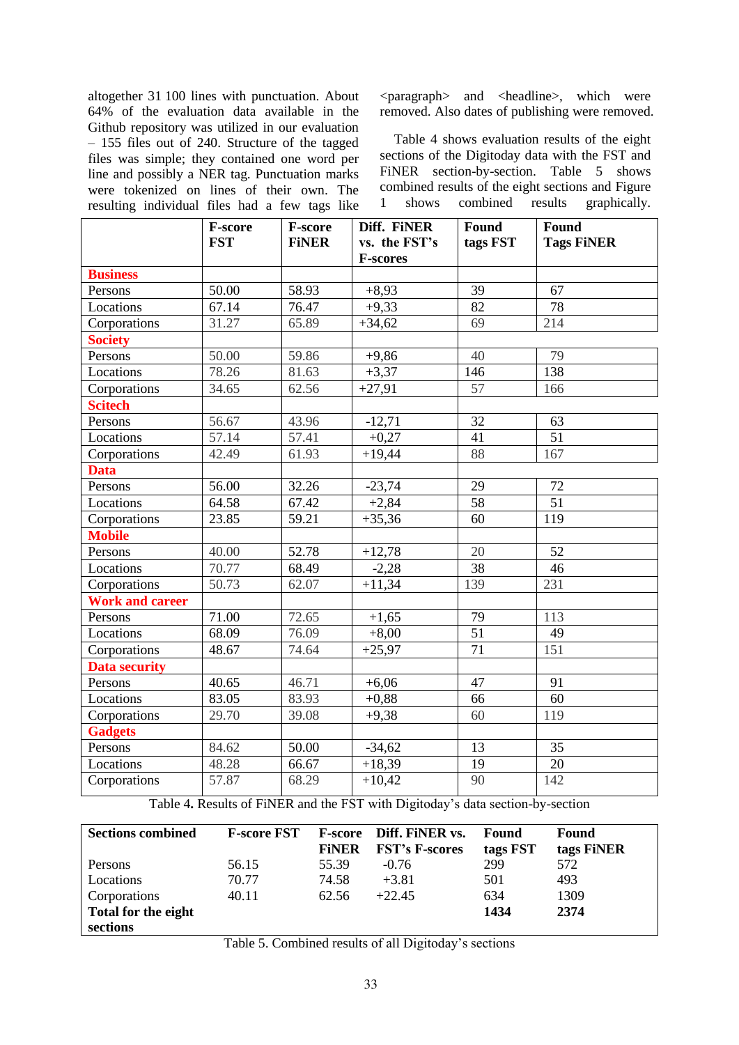altogether 31 100 lines with punctuation. About 64% of the evaluation data available in the Github repository was utilized in our evaluation – 155 files out of 240. Structure of the tagged files was simple; they contained one word per line and possibly a NER tag. Punctuation marks were tokenized on lines of their own. The resulting individual files had a few tags like <paragraph> and <headline>, which were removed. Also dates of publishing were removed.

Table 4 shows evaluation results of the eight sections of the Digitoday data with the FST and FiNER section-by-section. Table 5 shows combined results of the eight sections and Figure 1 shows combined results graphically.

| | F-score FST | F-score FiNER | Diff. FiNER vs. the FST's F-scores | Found tags FST | Found Tags FiNER |
|---|---|---|---|---|---|
| **Business** | | | | | |
| Persons | 50.00 | 58.93 | +8,93 | 39 | 67 |
| Locations | 67.14 | 76.47 | +9,33 | 82 | 78 |
| Corporations | 31.27 | 65.89 | +34,62 | 69 | 214 |
| **Society** | | | | | |
| Persons | 50.00 | 59.86 | +9,86 | 40 | 79 |
| Locations | 78.26 | 81.63 | +3,37 | 146 | 138 |
| Corporations | 34.65 | 62.56 | +27,91 | 57 | 166 |
| **Scitech** | | | | | |
| Persons | 56.67 | 43.96 | -12,71 | 32 | 63 |
| Locations | 57.14 | 57.41 | +0,27 | 41 | 51 |
| Corporations | 42.49 | 61.93 | +19,44 | 88 | 167 |
| **Data** | | | | | |
| Persons | 56.00 | 32.26 | -23,74 | 29 | 72 |
| Locations | 64.58 | 67.42 | +2,84 | 58 | 51 |
| Corporations | 23.85 | 59.21 | +35,36 | 60 | 119 |
| **Mobile** | | | | | |
| Persons | 40.00 | 52.78 | +12,78 | 20 | 52 |
| Locations | 70.77 | 68.49 | -2,28 | 38 | 46 |
| Corporations | 50.73 | 62.07 | +11,34 | 139 | 231 |
| **Work and career** | | | | | |
| Persons | 71.00 | 72.65 | +1,65 | 79 | 113 |
| Locations | 68.09 | 76.09 | +8,00 | 51 | 49 |
| Corporations | 48.67 | 74.64 | +25,97 | 71 | 151 |
| **Data security** | | | | | |
| Persons | 40.65 | 46.71 | +6,06 | 47 | 91 |
| Locations | 83.05 | 83.93 | +0,88 | 66 | 60 |
| Corporations | 29.70 | 39.08 | +9,38 | 60 | 119 |
| **Gadgets** | | | | | |
| Persons | 84.62 | 50.00 | -34,62 | 13 | 35 |
| Locations | 48.28 | 66.67 | +18,39 | 19 | 20 |
| Corporations | 57.87 | 68.29 | +10,42 | 90 | 142 |

Table 4. Results of FiNER and the FST with Digitoday's data section-by-section

| **Sections combined** | **F-score FST** | **F-score FiNER** | **Diff. FiNER vs. FST's F-scores** | **Found tags FST** | **Found tags FiNER** |
|---|---|---|---|---|---|
| Persons | 56.15 | 55.39 | -0.76 | 299 | 572 |
| Locations | 70.77 | 74.58 | +3.81 | 501 | 493 |
| Corporations | 40.11 | 62.56 | +22.45 | 634 | 1309 |
| **Total for the eight sections** | | | | **1434** | **2374** |

Table 5. Combined results of all Digitoday's sections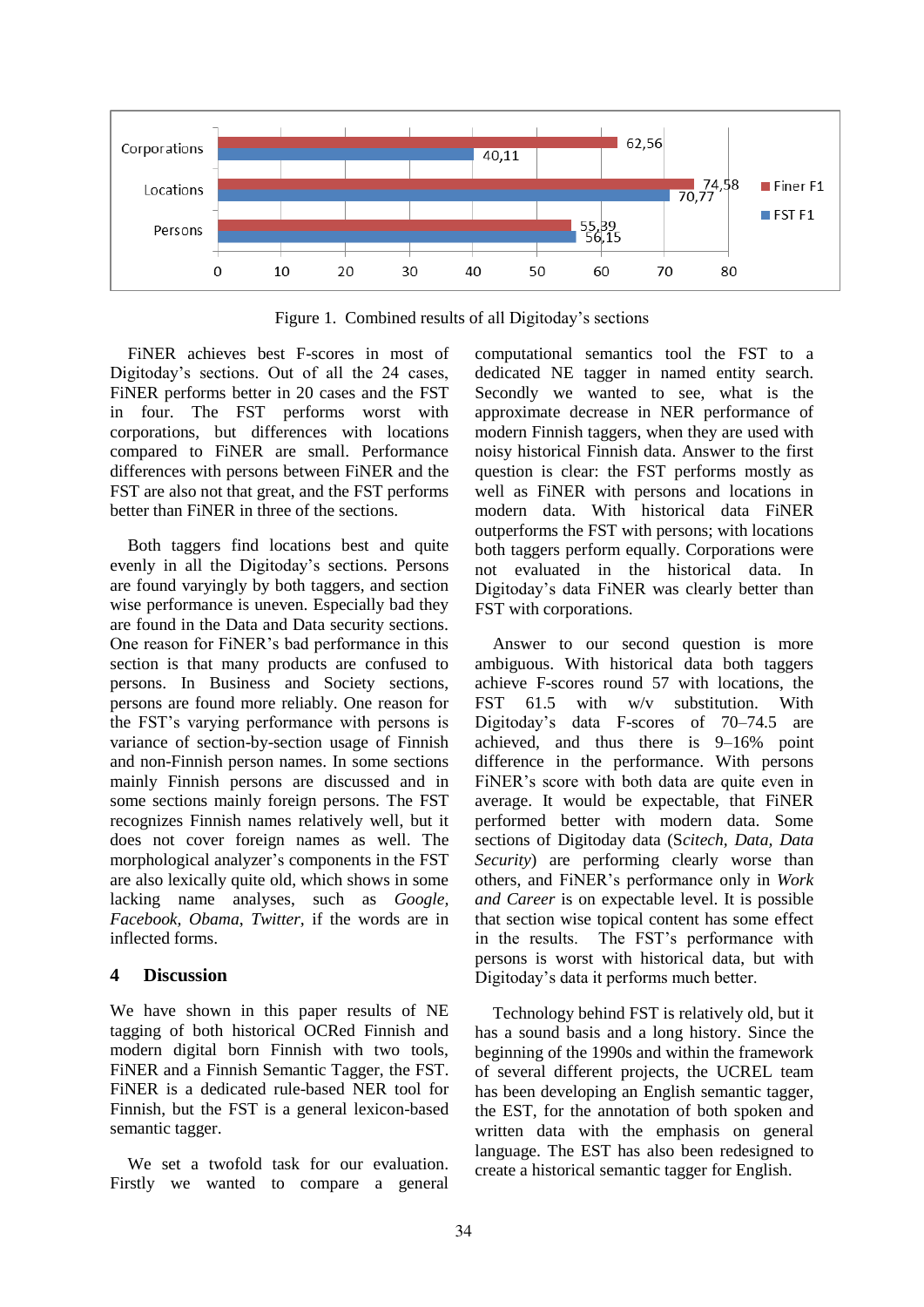Figure 1. Combined results of all Digitoday's sections

FiNER achieves best F-scores in most of Digitoday's sections. Out of all the 24 cases, FiNER performs better in 20 cases and the FST in four. The FST performs worst with corporations, but differences with locations compared to FiNER are small. Performance differences with persons between FiNER and the FST are also not that great, and the FST performs better than FiNER in three of the sections.

Both taggers find locations best and quite evenly in all the Digitoday's sections. Persons are found varyingly by both taggers, and section wise performance is uneven. Especially bad they are found in the Data and Data security sections. One reason for FiNER's bad performance in this section is that many products are confused to persons. In Business and Society sections, persons are found more reliably. One reason for the FST's varying performance with persons is variance of section-by-section usage of Finnish and non-Finnish person names. In some sections mainly Finnish persons are discussed and in some sections mainly foreign persons. The FST recognizes Finnish names relatively well, but it does not cover foreign names as well. The morphological analyzer's components in the FST are also lexically quite old, which shows in some lacking name analyses, such as *Google, Facebook, Obama, Twitter*, if the words are in inflected forms.

## 4 Discussion

We have shown in this paper results of NE tagging of both historical OCRed Finnish and modern digital born Finnish with two tools, FiNER and a Finnish Semantic Tagger, the FST. FiNER is a dedicated rule-based NER tool for Finnish, but the FST is a general lexicon-based semantic tagger.

We set a twofold task for our evaluation. Firstly we wanted to compare a general computational semantics tool the FST to a dedicated NE tagger in named entity search. Secondly we wanted to see, what is the approximate decrease in NER performance of modern Finnish taggers, when they are used with noisy historical Finnish data. Answer to the first question is clear: the FST performs mostly as well as FiNER with persons and locations in modern data. With historical data FiNER outperforms the FST with persons; with locations both taggers perform equally. Corporations were not evaluated in the historical data. In Digitoday's data FiNER was clearly better than FST with corporations.

Answer to our second question is more ambiguous. With historical data both taggers achieve F-scores round 57 with locations, the FST 61.5 with w/v substitution. With Digitoday's data F-scores of 70–74.5 are achieved, and thus there is 9–16% point difference in the performance. With persons FiNER's score with both data are quite even in average. It would be expectable, that FiNER performed better with modern data. Some sections of Digitoday data (*Scitech, Data, Data Security*) are performing clearly worse than others, and FiNER's performance only in *Work and Career* is on expectable level. It is possible that section wise topical content has some effect in the results. The FST's performance with persons is worst with historical data, but with Digitoday's data it performs much better.

Technology behind FST is relatively old, but it has a sound basis and a long history. Since the beginning of the 1990s and within the framework of several different projects, the UCREL team has been developing an English semantic tagger, the EST, for the annotation of both spoken and written data with the emphasis on general language. The EST has also been redesigned to create a historical semantic tagger for English.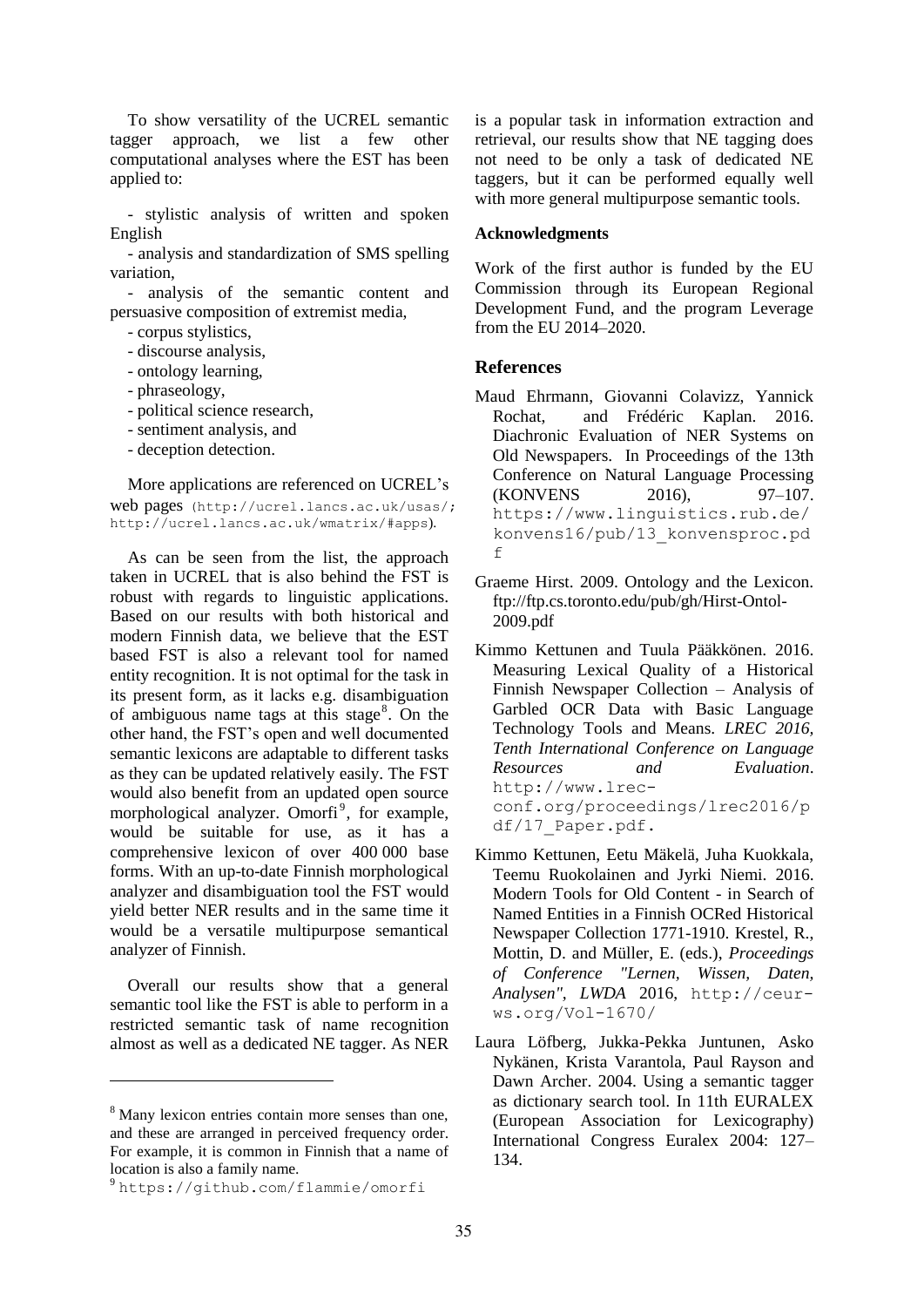To show versatility of the UCREL semantic tagger approach, we list a few other computational analyses where the EST has been applied to:

- stylistic analysis of written and spoken English
- analysis and standardization of SMS spelling variation,
- analysis of the semantic content and persuasive composition of extremist media,
- corpus stylistics,
- discourse analysis,
- ontology learning,
- phraseology,
- political science research,
- sentiment analysis, and
- deception detection.

More applications are referenced on UCREL's web pages (http://ucrel.lancs.ac.uk/usas/; http://ucrel.lancs.ac.uk/wmatrix/#apps).

As can be seen from the list, the approach taken in UCREL that is also behind the FST is robust with regards to linguistic applications. Based on our results with both historical and modern Finnish data, we believe that the EST based FST is also a relevant tool for named entity recognition. It is not optimal for the task in its present form, as it lacks e.g. disambiguation of ambiguous name tags at this stage[8]. On the other hand, the FST's open and well documented semantic lexicons are adaptable to different tasks as they can be updated relatively easily. The FST would also benefit from an updated open source morphological analyzer. Omorfi[9], for example, would be suitable for use, as it has a comprehensive lexicon of over 400 000 base forms. With an up-to-date Finnish morphological analyzer and disambiguation tool the FST would yield better NER results and in the same time it would be a versatile multipurpose semantical analyzer of Finnish.

Overall our results show that a general semantic tool like the FST is able to perform in a restricted semantic task of name recognition almost as well as a dedicated NE tagger. As NER is a popular task in information extraction and retrieval, our results show that NE tagging does not need to be only a task of dedicated NE taggers, but it can be performed equally well with more general multipurpose semantic tools.

[8] Many lexicon entries contain more senses than one, and these are arranged in perceived frequency order. For example, it is common in Finnish that a name of location is also a family name.

[9] https://github.com/flammie/omorfi

### Acknowledgments

Work of the first author is funded by the EU Commission through its European Regional Development Fund, and the program Leverage from the EU 2014–2020.

## References

Maud Ehrmann, Giovanni Colavizz, Yannick Rochat, and Frédéric Kaplan. 2016. Diachronic Evaluation of NER Systems on Old Newspapers. In Proceedings of the 13th Conference on Natural Language Processing (KONVENS 2016), 97–107. https://www.linguistics.rub.de/konvens16/pub/13_konvensproc.pdf

Graeme Hirst. 2009. Ontology and the Lexicon. ftp://ftp.cs.toronto.edu/pub/gh/Hirst-Ontol-2009.pdf

Kimmo Kettunen and Tuula Pääkkönen. 2016. Measuring Lexical Quality of a Historical Finnish Newspaper Collection – Analysis of Garbled OCR Data with Basic Language Technology Tools and Means. *LREC 2016, Tenth International Conference on Language Resources and Evaluation*. http://www.lrec-conf.org/proceedings/lrec2016/pdf/17_Paper.pdf.

Kimmo Kettunen, Eetu Mäkelä, Juha Kuokkala, Teemu Ruokolainen and Jyrki Niemi. 2016. Modern Tools for Old Content - in Search of Named Entities in a Finnish OCRed Historical Newspaper Collection 1771-1910. Krestel, R., Mottin, D. and Müller, E. (eds.), *Proceedings of Conference "Lernen, Wissen, Daten, Analysen", LWDA* 2016, http://ceur-ws.org/Vol-1670/

Laura Löfberg, Jukka-Pekka Juntunen, Asko Nykänen, Krista Varantola, Paul Rayson and Dawn Archer. 2004. Using a semantic tagger as dictionary search tool. In 11th EURALEX (European Association for Lexicography) International Congress Euralex 2004: 127–134.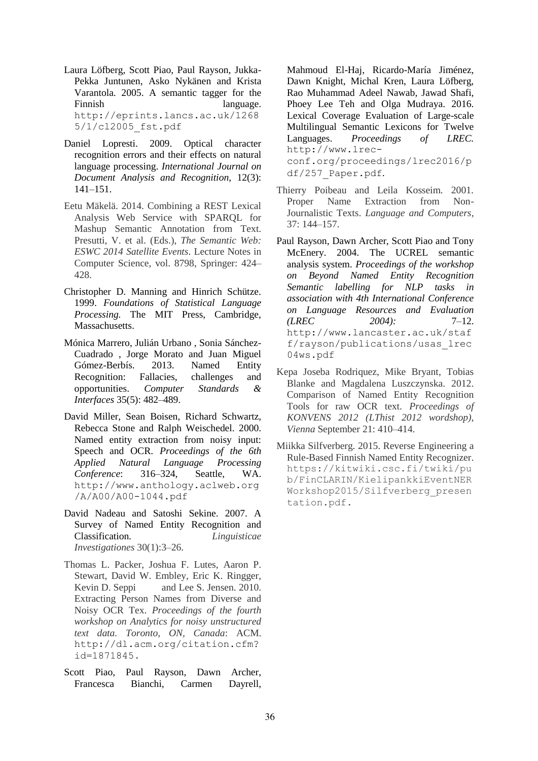Laura Löfberg, Scott Piao, Paul Rayson, Jukka-Pekka Juntunen, Asko Nykänen and Krista Varantola. 2005. A semantic tagger for the Finnish language. http://eprints.lancs.ac.uk/12685/1/cl2005_fst.pdf

Daniel Lopresti. 2009. Optical character recognition errors and their effects on natural language processing. *International Journal on Document Analysis and Recognition,* 12(3): 141–151.

Eetu Mäkelä. 2014. Combining a REST Lexical Analysis Web Service with SPARQL for Mashup Semantic Annotation from Text. Presutti, V. et al. (Eds.), *The Semantic Web: ESWC 2014 Satellite Events*. Lecture Notes in Computer Science, vol. 8798, Springer: 424–428.

Christopher D. Manning and Hinrich Schütze. 1999. *Foundations of Statistical Language Processing.* The MIT Press, Cambridge, Massachusetts.

Mónica Marrero, Julián Urbano , Sonia Sánchez-Cuadrado , Jorge Morato and Juan Miguel Gómez-Berbís. 2013. Named Entity Recognition: Fallacies, challenges and opportunities. *Computer Standards & Interfaces* 35(5): 482–489.

David Miller, Sean Boisen, Richard Schwartz, Rebecca Stone and Ralph Weischedel. 2000. Named entity extraction from noisy input: Speech and OCR. *Proceedings of the 6th Applied Natural Language Processing Conference*: 316–324, Seattle, WA. http://www.anthology.aclweb.org/A/A00/A00-1044.pdf

David Nadeau and Satoshi Sekine. 2007. A Survey of Named Entity Recognition and Classification. *Linguisticae Investigationes* 30(1):3–26.

Thomas L. Packer, Joshua F. Lutes, Aaron P. Stewart, David W. Embley, Eric K. Ringger, Kevin D. Seppi and Lee S. Jensen. 2010. Extracting Person Names from Diverse and Noisy OCR Tex. *Proceedings of the fourth workshop on Analytics for noisy unstructured text data. Toronto, ON, Canada*: ACM. http://dl.acm.org/citation.cfm?id=1871845.

Scott Piao, Paul Rayson, Dawn Archer, Francesca Bianchi, Carmen Dayrell, Mahmoud El-Haj, Ricardo-María Jiménez, Dawn Knight, Michal Kren, Laura Löfberg, Rao Muhammad Adeel Nawab, Jawad Shafi, Phoey Lee Teh and Olga Mudraya. 2016. Lexical Coverage Evaluation of Large-scale Multilingual Semantic Lexicons for Twelve Languages. *Proceedings of LREC.* http://www.lrec-conf.org/proceedings/lrec2016/pdf/257_Paper.pdf.

Thierry Poibeau and Leila Kosseim. 2001. Proper Name Extraction from Non-Journalistic Texts. *Language and Computers*, 37: 144–157.

Paul Rayson, Dawn Archer, Scott Piao and Tony McEnery. 2004. The UCREL semantic analysis system. *Proceedings of the workshop on Beyond Named Entity Recognition Semantic labelling for NLP tasks in association with 4th International Conference on Language Resources and Evaluation (LREC 2004):* 7–12. http://www.lancaster.ac.uk/staff/rayson/publications/usas_lrec04ws.pdf

Kepa Joseba Rodriquez, Mike Bryant, Tobias Blanke and Magdalena Luszczynska. 2012. Comparison of Named Entity Recognition Tools for raw OCR text. *Proceedings of KONVENS 2012 (LThist 2012 wordshop), Vienna* September 21: 410–414.

Miikka Silfverberg. 2015. Reverse Engineering a Rule-Based Finnish Named Entity Recognizer. https://kitwiki.csc.fi/twiki/pub/FinCLARIN/KielipankkiEventNERWorkshop2015/Silfverberg_presentation.pdf.